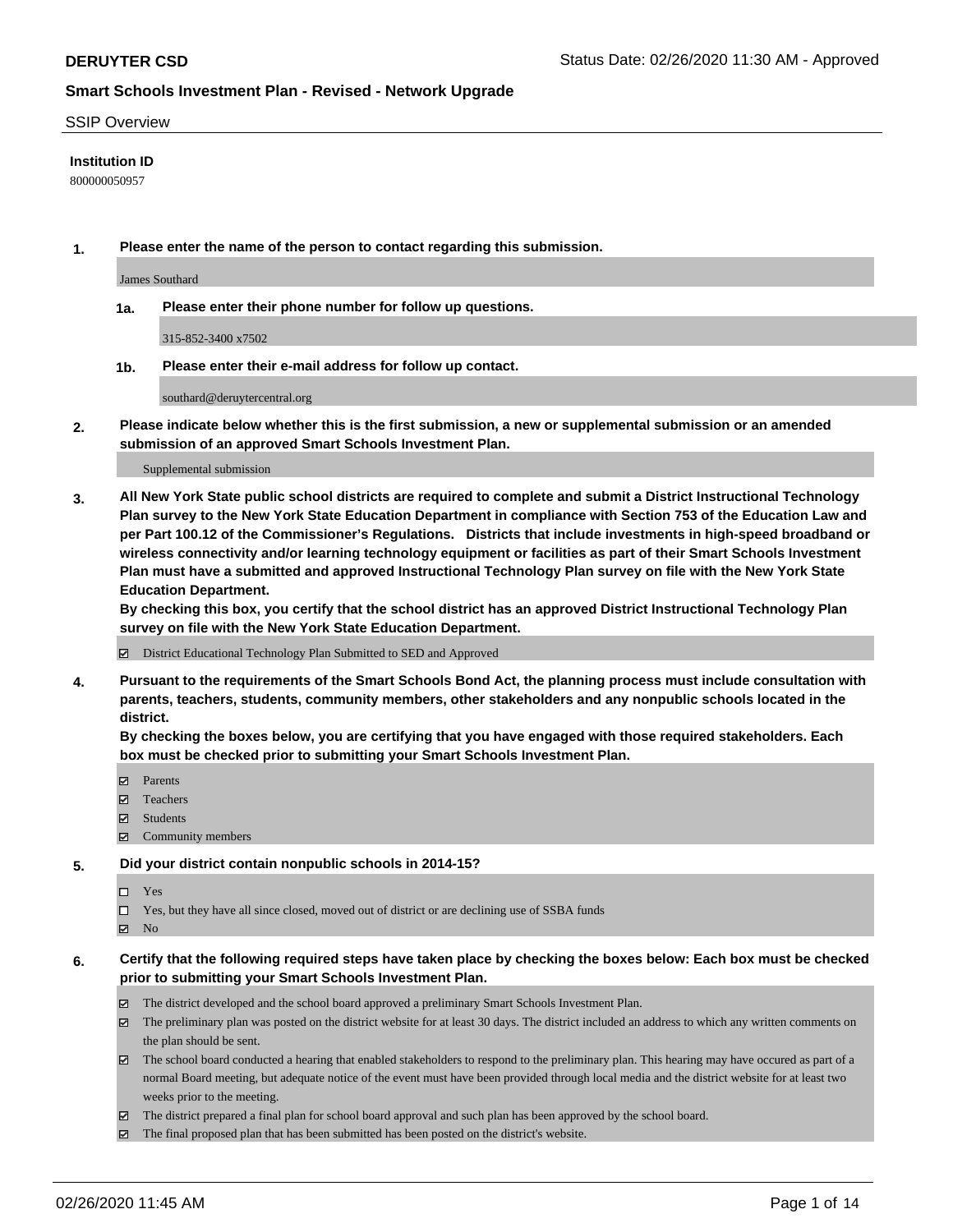**DERUYTER CSD**

Status Date: 02/26/2020 11:30 AM - Approved

**Smart Schools Investment Plan - Revised - Network Upgrade**

SSIP Overview

**Institution ID**

800000050957

**1. Please enter the name of the person to contact regarding this submission.**

James Southard

**1a. Please enter their phone number for follow up questions.**

315-852-3400 x7502

**1b. Please enter their e-mail address for follow up contact.**

southard@deruytercentral.org

**2. Please indicate below whether this is the first submission, a new or supplemental submission or an amended submission of an approved Smart Schools Investment Plan.**

Supplemental submission

**3. All New York State public school districts are required to complete and submit a District Instructional Technology Plan survey to the New York State Education Department in compliance with Section 753 of the Education Law and per Part 100.12 of the Commissioner's Regulations. Districts that include investments in high-speed broadband or wireless connectivity and/or learning technology equipment or facilities as part of their Smart Schools Investment Plan must have a submitted and approved Instructional Technology Plan survey on file with the New York State Education Department.**
**By checking this box, you certify that the school district has an approved District Instructional Technology Plan survey on file with the New York State Education Department.**

- [x] District Educational Technology Plan Submitted to SED and Approved

**4. Pursuant to the requirements of the Smart Schools Bond Act, the planning process must include consultation with parents, teachers, students, community members, other stakeholders and any nonpublic schools located in the district.**
**By checking the boxes below, you are certifying that you have engaged with those required stakeholders. Each box must be checked prior to submitting your Smart Schools Investment Plan.**

- [x] Parents
- [x] Teachers
- [x] Students
- [x] Community members

**5. Did your district contain nonpublic schools in 2014-15?**

- [ ] Yes
- [ ] Yes, but they have all since closed, moved out of district or are declining use of SSBA funds
- [x] No

**6. Certify that the following required steps have taken place by checking the boxes below: Each box must be checked prior to submitting your Smart Schools Investment Plan.**

- [x] The district developed and the school board approved a preliminary Smart Schools Investment Plan.
- [x] The preliminary plan was posted on the district website for at least 30 days. The district included an address to which any written comments on the plan should be sent.
- [x] The school board conducted a hearing that enabled stakeholders to respond to the preliminary plan. This hearing may have occured as part of a normal Board meeting, but adequate notice of the event must have been provided through local media and the district website for at least two weeks prior to the meeting.
- [x] The district prepared a final plan for school board approval and such plan has been approved by the school board.
- [x] The final proposed plan that has been submitted has been posted on the district's website.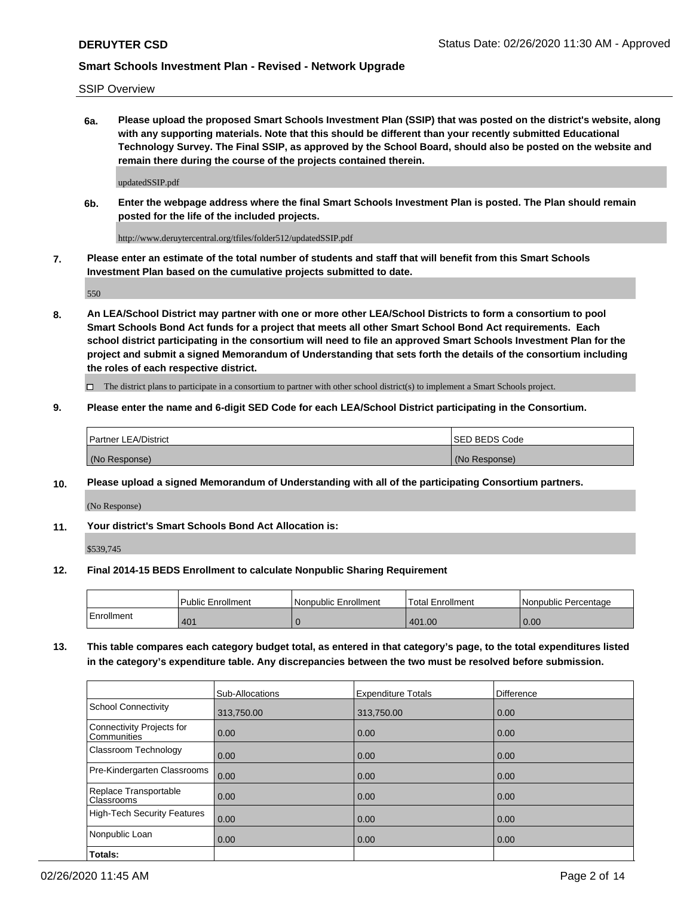SSIP Overview

**6a. Please upload the proposed Smart Schools Investment Plan (SSIP) that was posted on the district's website, along with any supporting materials. Note that this should be different than your recently submitted Educational Technology Survey. The Final SSIP, as approved by the School Board, should also be posted on the website and remain there during the course of the projects contained therein.**

updatedSSIP.pdf

**6b. Enter the webpage address where the final Smart Schools Investment Plan is posted. The Plan should remain posted for the life of the included projects.**

http://www.deruytercentral.org/tfiles/folder512/updatedSSIP.pdf

**7. Please enter an estimate of the total number of students and staff that will benefit from this Smart Schools Investment Plan based on the cumulative projects submitted to date.**

550

**8. An LEA/School District may partner with one or more other LEA/School Districts to form a consortium to pool Smart Schools Bond Act funds for a project that meets all other Smart School Bond Act requirements. Each school district participating in the consortium will need to file an approved Smart Schools Investment Plan for the project and submit a signed Memorandum of Understanding that sets forth the details of the consortium including the roles of each respective district.**

☐ The district plans to participate in a consortium to partner with other school district(s) to implement a Smart Schools project.

**9. Please enter the name and 6-digit SED Code for each LEA/School District participating in the Consortium.**

| Partner LEA/District | SED BEDS Code |
|---|---|
| (No Response) | (No Response) |

**10. Please upload a signed Memorandum of Understanding with all of the participating Consortium partners.**

(No Response)

**11. Your district's Smart Schools Bond Act Allocation is:**

$539,745

**12. Final 2014-15 BEDS Enrollment to calculate Nonpublic Sharing Requirement**

| | Public Enrollment | Nonpublic Enrollment | Total Enrollment | Nonpublic Percentage |
|---|---|---|---|---|
| Enrollment | 401 | 0 | 401.00 | 0.00 |

**13. This table compares each category budget total, as entered in that category's page, to the total expenditures listed in the category's expenditure table. Any discrepancies between the two must be resolved before submission.**

| | Sub-Allocations | Expenditure Totals | Difference |
|---|---|---|---|
| School Connectivity | 313,750.00 | 313,750.00 | 0.00 |
| Connectivity Projects for Communities | 0.00 | 0.00 | 0.00 |
| Classroom Technology | 0.00 | 0.00 | 0.00 |
| Pre-Kindergarten Classrooms | 0.00 | 0.00 | 0.00 |
| Replace Transportable Classrooms | 0.00 | 0.00 | 0.00 |
| High-Tech Security Features | 0.00 | 0.00 | 0.00 |
| Nonpublic Loan | 0.00 | 0.00 | 0.00 |
| **Totals:** | | | |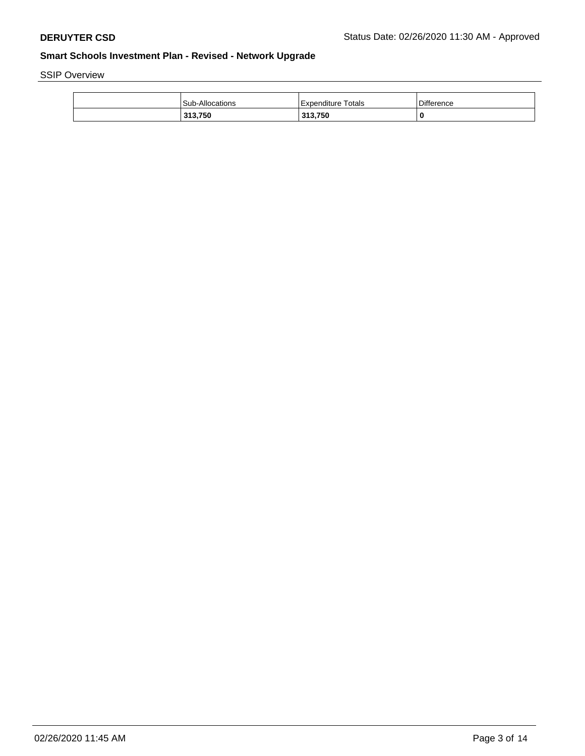## Smart Schools Investment Plan - Revised - Network Upgrade

SSIP Overview

| | Sub-Allocations | Expenditure Totals | Difference |
|---|---|---|---|
| | **313,750** | **313,750** | **0** |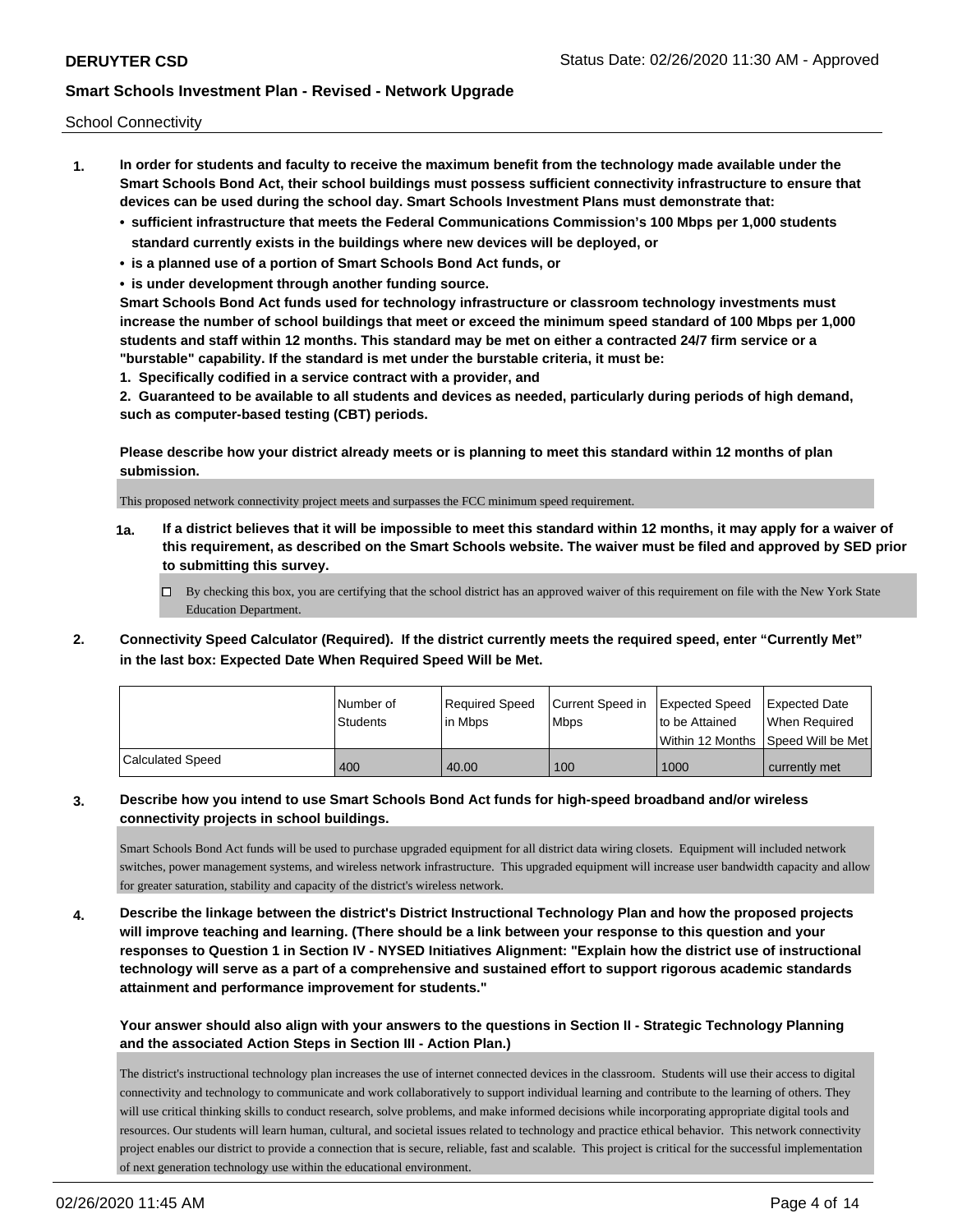School Connectivity

1. **In order for students and faculty to receive the maximum benefit from the technology made available under the Smart Schools Bond Act, their school buildings must possess sufficient connectivity infrastructure to ensure that devices can be used during the school day. Smart Schools Investment Plans must demonstrate that:**
   - **sufficient infrastructure that meets the Federal Communications Commission's 100 Mbps per 1,000 students standard currently exists in the buildings where new devices will be deployed, or**
   - **is a planned use of a portion of Smart Schools Bond Act funds, or**
   - **is under development through another funding source.**

   **Smart Schools Bond Act funds used for technology infrastructure or classroom technology investments must increase the number of school buildings that meet or exceed the minimum speed standard of 100 Mbps per 1,000 students and staff within 12 months. This standard may be met on either a contracted 24/7 firm service or a "burstable" capability. If the standard is met under the burstable criteria, it must be:**

   **1. Specifically codified in a service contract with a provider, and**

   **2. Guaranteed to be available to all students and devices as needed, particularly during periods of high demand, such as computer-based testing (CBT) periods.**

   **Please describe how your district already meets or is planning to meet this standard within 12 months of plan submission.**

   This proposed network connectivity project meets and surpasses the FCC minimum speed requirement.

   **1a. If a district believes that it will be impossible to meet this standard within 12 months, it may apply for a waiver of this requirement, as described on the Smart Schools website. The waiver must be filed and approved by SED prior to submitting this survey.**

   ☐ By checking this box, you are certifying that the school district has an approved waiver of this requirement on file with the New York State Education Department.

2. **Connectivity Speed Calculator (Required). If the district currently meets the required speed, enter "Currently Met" in the last box: Expected Date When Required Speed Will be Met.**

| | Number of Students | Required Speed in Mbps | Current Speed in Mbps | Expected Speed to be Attained Within 12 Months | Expected Date When Required Speed Will be Met |
|---|---|---|---|---|---|
| Calculated Speed | 400 | 40.00 | 100 | 1000 | currently met |

3. **Describe how you intend to use Smart Schools Bond Act funds for high-speed broadband and/or wireless connectivity projects in school buildings.**

   Smart Schools Bond Act funds will be used to purchase upgraded equipment for all district data wiring closets. Equipment will included network switches, power management systems, and wireless network infrastructure. This upgraded equipment will increase user bandwidth capacity and allow for greater saturation, stability and capacity of the district's wireless network.

4. **Describe the linkage between the district's District Instructional Technology Plan and how the proposed projects will improve teaching and learning. (There should be a link between your response to this question and your responses to Question 1 in Section IV - NYSED Initiatives Alignment: "Explain how the district use of instructional technology will serve as a part of a comprehensive and sustained effort to support rigorous academic standards attainment and performance improvement for students."**

   **Your answer should also align with your answers to the questions in Section II - Strategic Technology Planning and the associated Action Steps in Section III - Action Plan.)**

   The district's instructional technology plan increases the use of internet connected devices in the classroom. Students will use their access to digital connectivity and technology to communicate and work collaboratively to support individual learning and contribute to the learning of others. They will use critical thinking skills to conduct research, solve problems, and make informed decisions while incorporating appropriate digital tools and resources. Our students will learn human, cultural, and societal issues related to technology and practice ethical behavior. This network connectivity project enables our district to provide a connection that is secure, reliable, fast and scalable. This project is critical for the successful implementation of next generation technology use within the educational environment.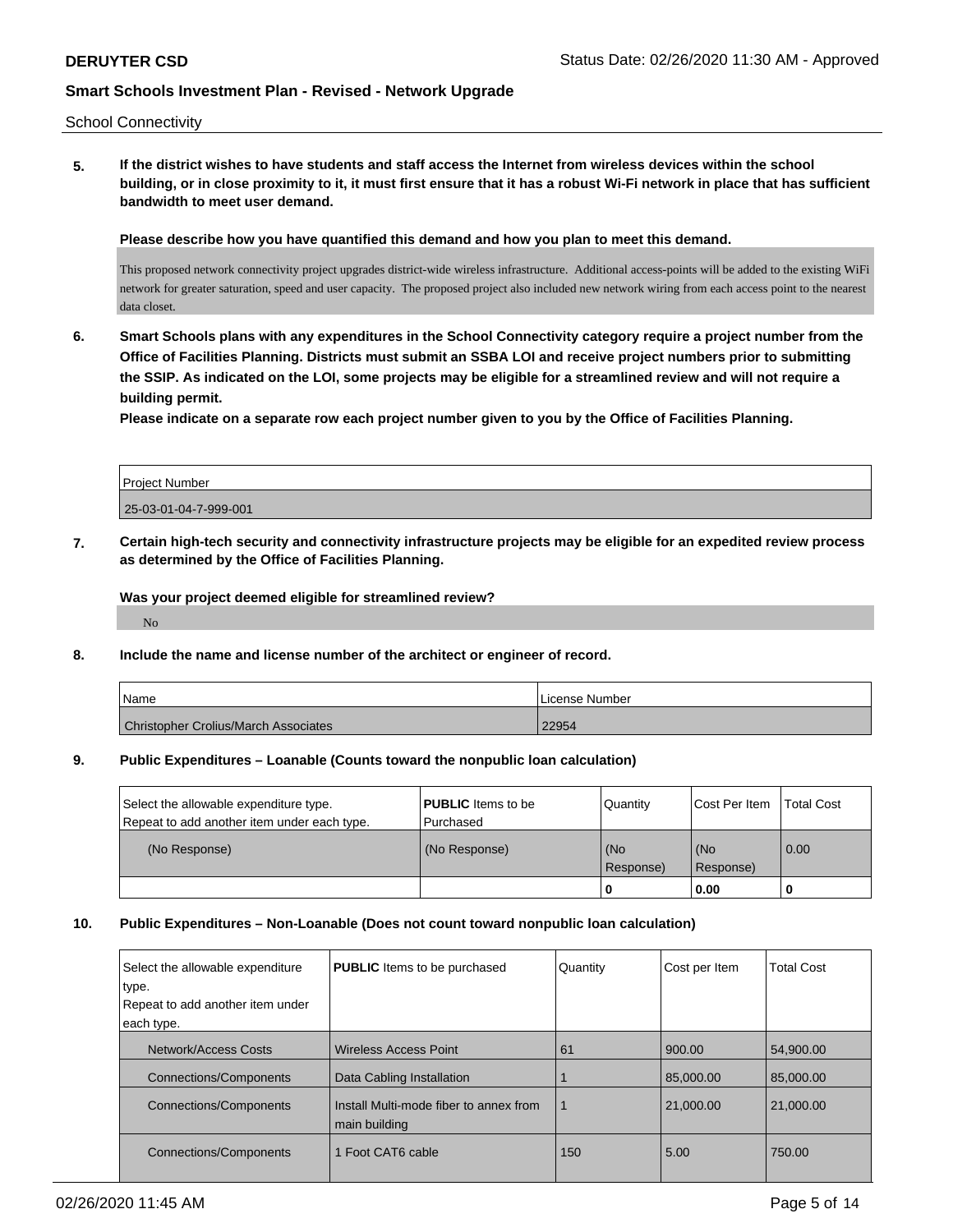School Connectivity

**5. If the district wishes to have students and staff access the Internet from wireless devices within the school building, or in close proximity to it, it must first ensure that it has a robust Wi-Fi network in place that has sufficient bandwidth to meet user demand.**

**Please describe how you have quantified this demand and how you plan to meet this demand.**

This proposed network connectivity project upgrades district-wide wireless infrastructure. Additional access-points will be added to the existing WiFi network for greater saturation, speed and user capacity. The proposed project also included new network wiring from each access point to the nearest data closet.

**6. Smart Schools plans with any expenditures in the School Connectivity category require a project number from the Office of Facilities Planning. Districts must submit an SSBA LOI and receive project numbers prior to submitting the SSIP. As indicated on the LOI, some projects may be eligible for a streamlined review and will not require a building permit.**

**Please indicate on a separate row each project number given to you by the Office of Facilities Planning.**

| Project Number |
| --- |
| 25-03-01-04-7-999-001 |

**7. Certain high-tech security and connectivity infrastructure projects may be eligible for an expedited review process as determined by the Office of Facilities Planning.**

**Was your project deemed eligible for streamlined review?**

No

**8. Include the name and license number of the architect or engineer of record.**

| Name | License Number |
| --- | --- |
| Christopher Crolius/March Associates | 22954 |

**9. Public Expenditures – Loanable (Counts toward the nonpublic loan calculation)**

| Select the allowable expenditure type. Repeat to add another item under each type. | **PUBLIC** Items to be Purchased | Quantity | Cost Per Item | Total Cost |
| --- | --- | --- | --- | --- |
| (No Response) | (No Response) | (No Response) | (No Response) | 0.00 |
| | | 0 | 0.00 | 0 |

**10. Public Expenditures – Non-Loanable (Does not count toward nonpublic loan calculation)**

| Select the allowable expenditure type. Repeat to add another item under each type. | **PUBLIC** Items to be purchased | Quantity | Cost per Item | Total Cost |
| --- | --- | --- | --- | --- |
| Network/Access Costs | Wireless Access Point | 61 | 900.00 | 54,900.00 |
| Connections/Components | Data Cabling Installation | 1 | 85,000.00 | 85,000.00 |
| Connections/Components | Install Multi-mode fiber to annex from main building | 1 | 21,000.00 | 21,000.00 |
| Connections/Components | 1 Foot CAT6 cable | 150 | 5.00 | 750.00 |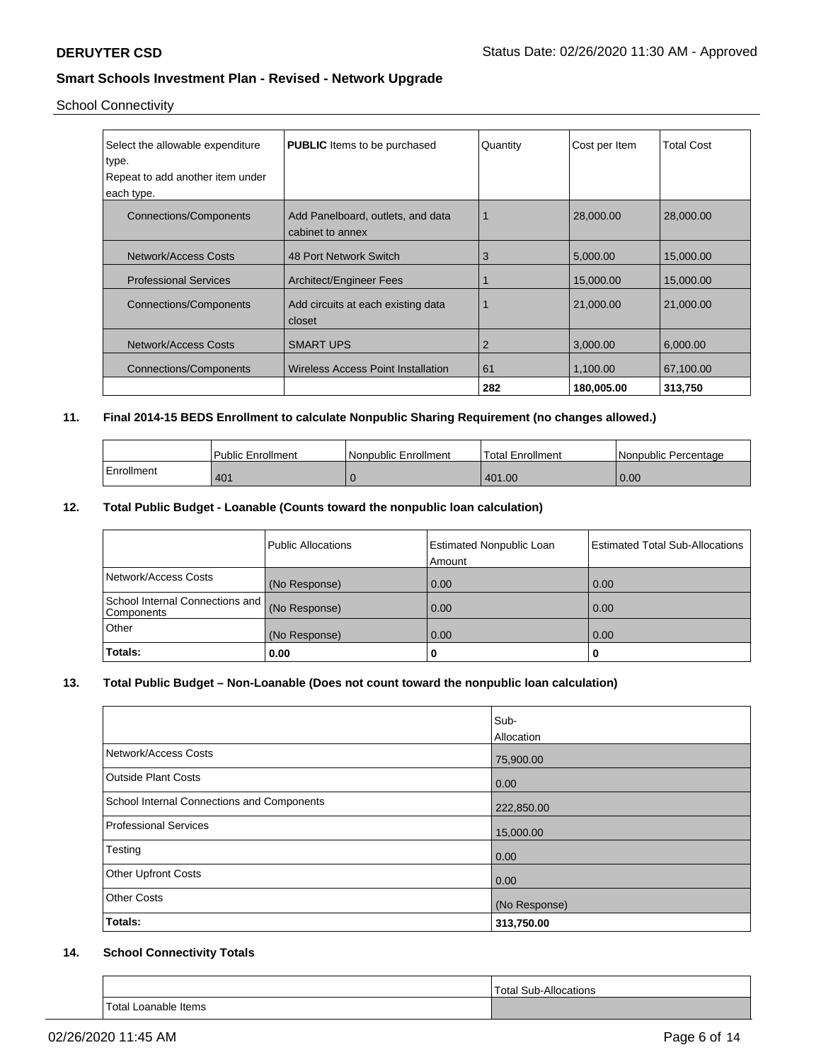School Connectivity

| Select the allowable expenditure type.<br>Repeat to add another item under each type. | **PUBLIC** Items to be purchased | Quantity | Cost per Item | Total Cost |
|---|---|---|---|---|
| Connections/Components | Add Panelboard, outlets, and data cabinet to annex | 1 | 28,000.00 | 28,000.00 |
| Network/Access Costs | 48 Port Network Switch | 3 | 5,000.00 | 15,000.00 |
| Professional Services | Architect/Engineer Fees | 1 | 15,000.00 | 15,000.00 |
| Connections/Components | Add circuits at each existing data closet | 1 | 21,000.00 | 21,000.00 |
| Network/Access Costs | SMART UPS | 2 | 3,000.00 | 6,000.00 |
| Connections/Components | Wireless Access Point Installation | 61 | 1,100.00 | 67,100.00 |
| | | **282** | **180,005.00** | **313,750** |

## 11. Final 2014-15 BEDS Enrollment to calculate Nonpublic Sharing Requirement (no changes allowed.)

| | Public Enrollment | Nonpublic Enrollment | Total Enrollment | Nonpublic Percentage |
|---|---|---|---|---|
| Enrollment | 401 | 0 | 401.00 | 0.00 |

## 12. Total Public Budget - Loanable (Counts toward the nonpublic loan calculation)

| | Public Allocations | Estimated Nonpublic Loan Amount | Estimated Total Sub-Allocations |
|---|---|---|---|
| Network/Access Costs | (No Response) | 0.00 | 0.00 |
| School Internal Connections and Components | (No Response) | 0.00 | 0.00 |
| Other | (No Response) | 0.00 | 0.00 |
| **Totals:** | **0.00** | **0** | **0** |

## 13. Total Public Budget – Non-Loanable (Does not count toward the nonpublic loan calculation)

| | Sub-Allocation |
|---|---|
| Network/Access Costs | 75,900.00 |
| Outside Plant Costs | 0.00 |
| School Internal Connections and Components | 222,850.00 |
| Professional Services | 15,000.00 |
| Testing | 0.00 |
| Other Upfront Costs | 0.00 |
| Other Costs | (No Response) |
| **Totals:** | **313,750.00** |

## 14. School Connectivity Totals

| | Total Sub-Allocations |
|---|---|
| Total Loanable Items | |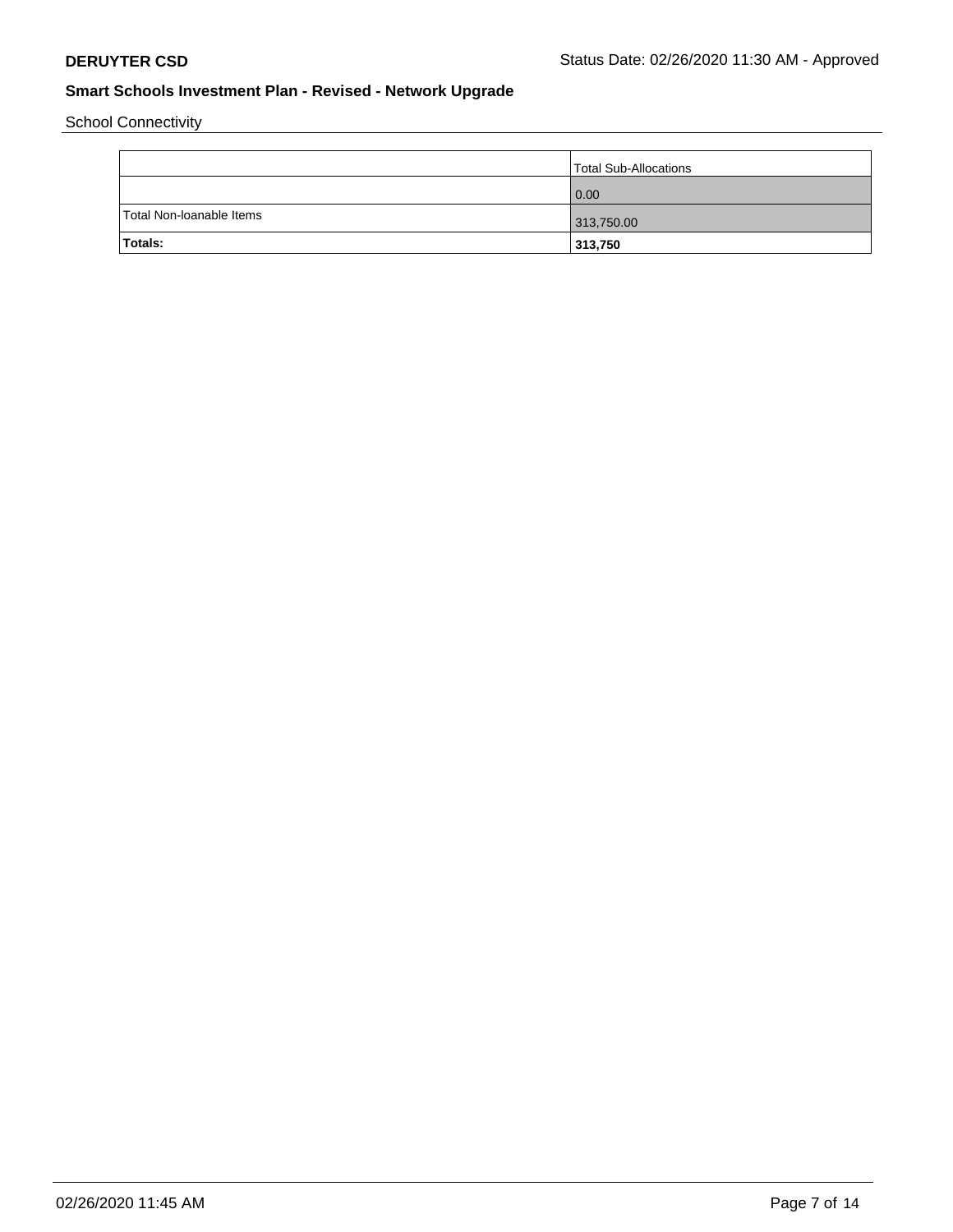School Connectivity

| | Total Sub-Allocations |
|---|---|
| | 0.00 |
| Total Non-loanable Items | 313,750.00 |
| **Totals:** | **313,750** |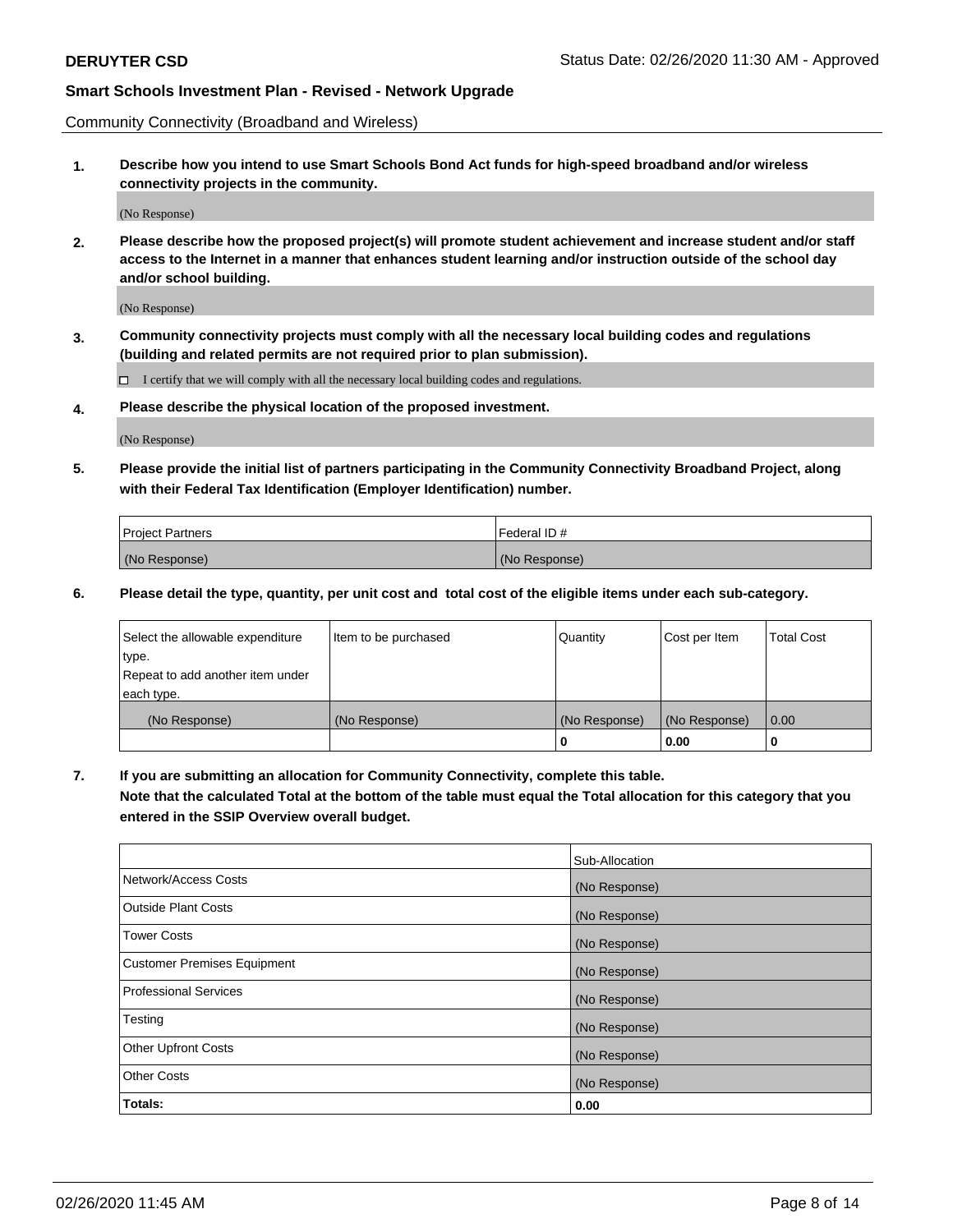Community Connectivity (Broadband and Wireless)

**1. Describe how you intend to use Smart Schools Bond Act funds for high-speed broadband and/or wireless connectivity projects in the community.**

(No Response)

**2. Please describe how the proposed project(s) will promote student achievement and increase student and/or staff access to the Internet in a manner that enhances student learning and/or instruction outside of the school day and/or school building.**

(No Response)

**3. Community connectivity projects must comply with all the necessary local building codes and regulations (building and related permits are not required prior to plan submission).**

☐ I certify that we will comply with all the necessary local building codes and regulations.

**4. Please describe the physical location of the proposed investment.**

(No Response)

**5. Please provide the initial list of partners participating in the Community Connectivity Broadband Project, along with their Federal Tax Identification (Employer Identification) number.**

| Project Partners | Federal ID # |
|---|---|
| (No Response) | (No Response) |

**6. Please detail the type, quantity, per unit cost and total cost of the eligible items under each sub-category.**

| Select the allowable expenditure type. Repeat to add another item under each type. | Item to be purchased | Quantity | Cost per Item | Total Cost |
|---|---|---|---|---|
| (No Response) | (No Response) | (No Response) | (No Response) | 0.00 |
| | | **0** | **0.00** | **0** |

**7. If you are submitting an allocation for Community Connectivity, complete this table. Note that the calculated Total at the bottom of the table must equal the Total allocation for this category that you entered in the SSIP Overview overall budget.**

| | Sub-Allocation |
|---|---|
| Network/Access Costs | (No Response) |
| Outside Plant Costs | (No Response) |
| Tower Costs | (No Response) |
| Customer Premises Equipment | (No Response) |
| Professional Services | (No Response) |
| Testing | (No Response) |
| Other Upfront Costs | (No Response) |
| Other Costs | (No Response) |
| **Totals:** | **0.00** |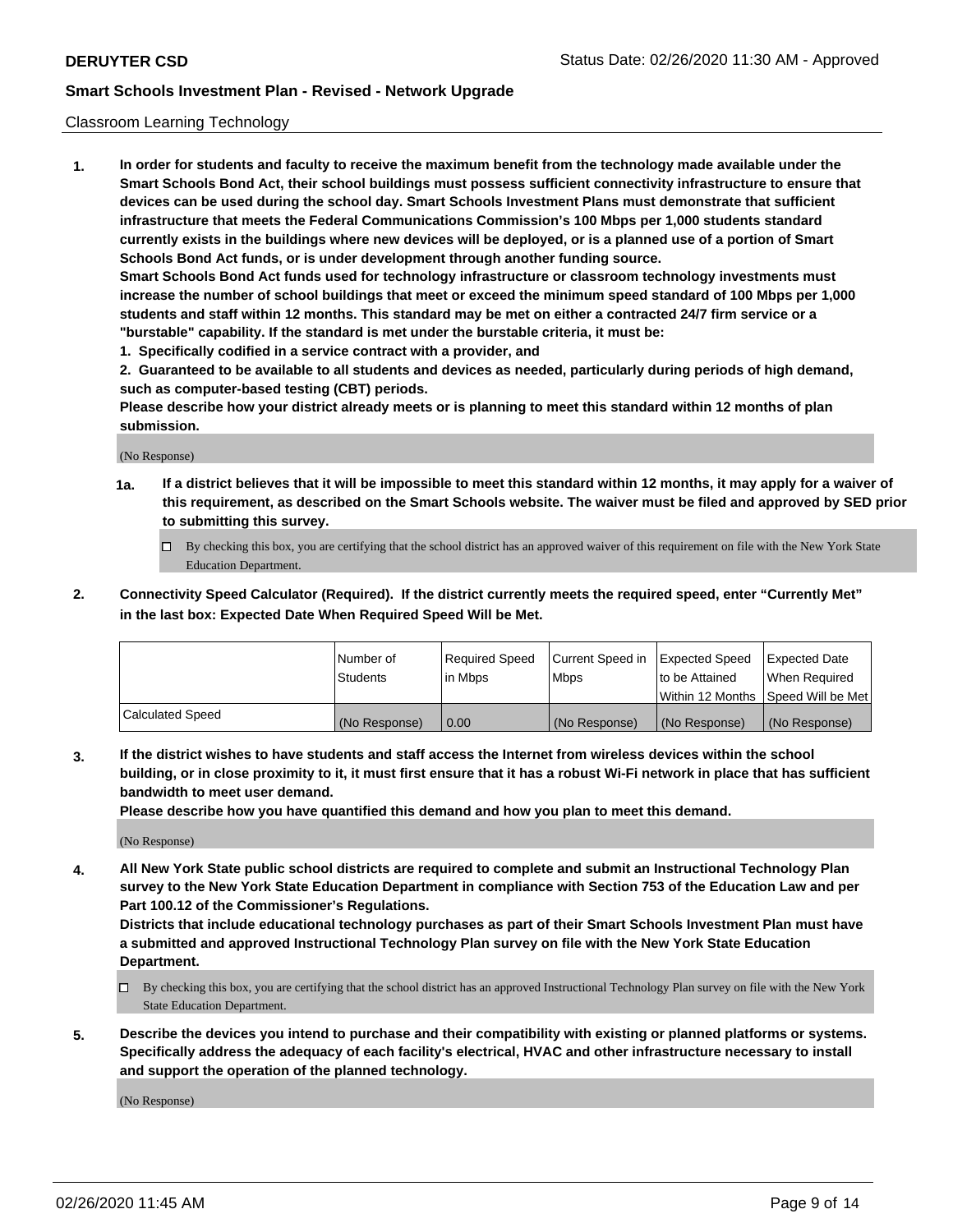## Classroom Learning Technology

**1. In order for students and faculty to receive the maximum benefit from the technology made available under the Smart Schools Bond Act, their school buildings must possess sufficient connectivity infrastructure to ensure that devices can be used during the school day. Smart Schools Investment Plans must demonstrate that sufficient infrastructure that meets the Federal Communications Commission's 100 Mbps per 1,000 students standard currently exists in the buildings where new devices will be deployed, or is a planned use of a portion of Smart Schools Bond Act funds, or is under development through another funding source.**

**Smart Schools Bond Act funds used for technology infrastructure or classroom technology investments must increase the number of school buildings that meet or exceed the minimum speed standard of 100 Mbps per 1,000 students and staff within 12 months. This standard may be met on either a contracted 24/7 firm service or a "burstable" capability. If the standard is met under the burstable criteria, it must be:**

**1. Specifically codified in a service contract with a provider, and**

**2. Guaranteed to be available to all students and devices as needed, particularly during periods of high demand, such as computer-based testing (CBT) periods.**

**Please describe how your district already meets or is planning to meet this standard within 12 months of plan submission.**

(No Response)

**1a. If a district believes that it will be impossible to meet this standard within 12 months, it may apply for a waiver of this requirement, as described on the Smart Schools website. The waiver must be filed and approved by SED prior to submitting this survey.**

☐ By checking this box, you are certifying that the school district has an approved waiver of this requirement on file with the New York State Education Department.

**2. Connectivity Speed Calculator (Required). If the district currently meets the required speed, enter "Currently Met" in the last box: Expected Date When Required Speed Will be Met.**

| | Number of Students | Required Speed in Mbps | Current Speed in Mbps | Expected Speed to be Attained Within 12 Months | Expected Date When Required Speed Will be Met |
|---|---|---|---|---|---|
| Calculated Speed | (No Response) | 0.00 | (No Response) | (No Response) | (No Response) |

**3. If the district wishes to have students and staff access the Internet from wireless devices within the school building, or in close proximity to it, it must first ensure that it has a robust Wi-Fi network in place that has sufficient bandwidth to meet user demand.**

**Please describe how you have quantified this demand and how you plan to meet this demand.**

(No Response)

**4. All New York State public school districts are required to complete and submit an Instructional Technology Plan survey to the New York State Education Department in compliance with Section 753 of the Education Law and per Part 100.12 of the Commissioner's Regulations.**

**Districts that include educational technology purchases as part of their Smart Schools Investment Plan must have a submitted and approved Instructional Technology Plan survey on file with the New York State Education Department.**

☐ By checking this box, you are certifying that the school district has an approved Instructional Technology Plan survey on file with the New York State Education Department.

**5. Describe the devices you intend to purchase and their compatibility with existing or planned platforms or systems. Specifically address the adequacy of each facility's electrical, HVAC and other infrastructure necessary to install and support the operation of the planned technology.**

(No Response)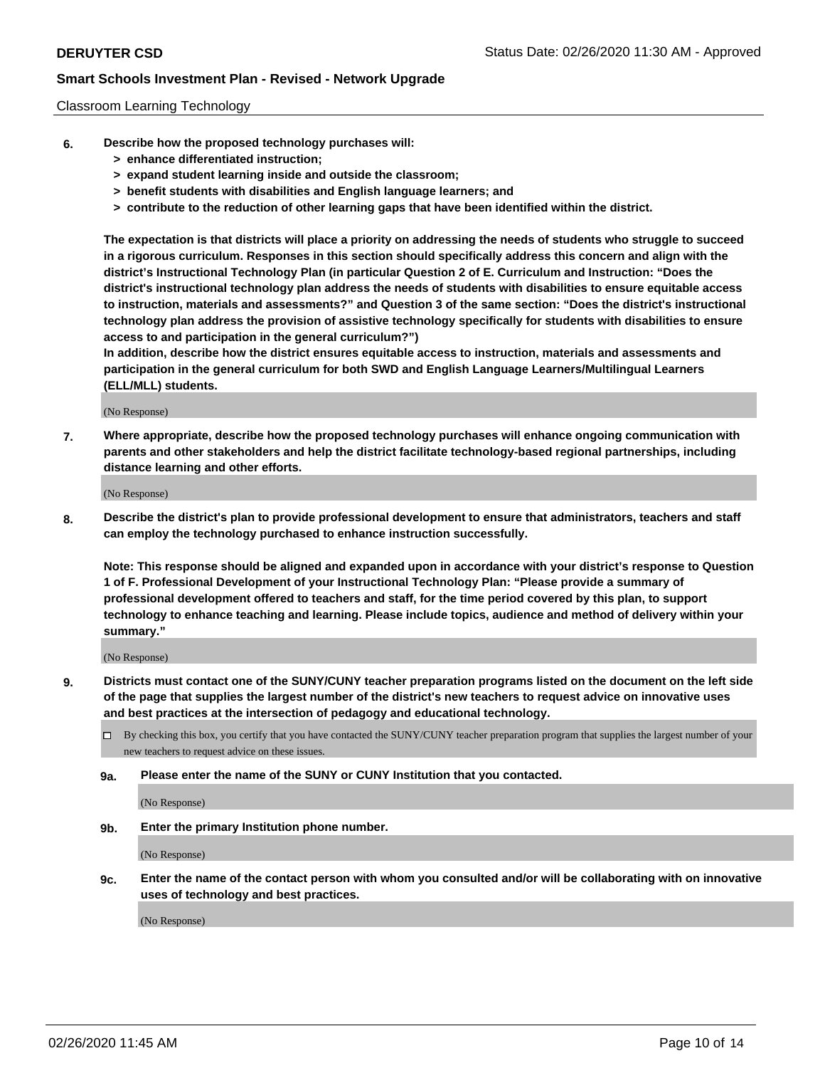Classroom Learning Technology

**6. Describe how the proposed technology purchases will:**

> **> enhance differentiated instruction;**
> **> expand student learning inside and outside the classroom;**
> **> benefit students with disabilities and English language learners; and**
> **> contribute to the reduction of other learning gaps that have been identified within the district.**

**The expectation is that districts will place a priority on addressing the needs of students who struggle to succeed in a rigorous curriculum. Responses in this section should specifically address this concern and align with the district's Instructional Technology Plan (in particular Question 2 of E. Curriculum and Instruction: "Does the district's instructional technology plan address the needs of students with disabilities to ensure equitable access to instruction, materials and assessments?" and Question 3 of the same section: "Does the district's instructional technology plan address the provision of assistive technology specifically for students with disabilities to ensure access to and participation in the general curriculum?")**

**In addition, describe how the district ensures equitable access to instruction, materials and assessments and participation in the general curriculum for both SWD and English Language Learners/Multilingual Learners (ELL/MLL) students.**

(No Response)

**7. Where appropriate, describe how the proposed technology purchases will enhance ongoing communication with parents and other stakeholders and help the district facilitate technology-based regional partnerships, including distance learning and other efforts.**

(No Response)

**8. Describe the district's plan to provide professional development to ensure that administrators, teachers and staff can employ the technology purchased to enhance instruction successfully.**

**Note: This response should be aligned and expanded upon in accordance with your district's response to Question 1 of F. Professional Development of your Instructional Technology Plan: "Please provide a summary of professional development offered to teachers and staff, for the time period covered by this plan, to support technology to enhance teaching and learning. Please include topics, audience and method of delivery within your summary."**

(No Response)

**9. Districts must contact one of the SUNY/CUNY teacher preparation programs listed on the document on the left side of the page that supplies the largest number of the district's new teachers to request advice on innovative uses and best practices at the intersection of pedagogy and educational technology.**

☐ By checking this box, you certify that you have contacted the SUNY/CUNY teacher preparation program that supplies the largest number of your new teachers to request advice on these issues.

**9a. Please enter the name of the SUNY or CUNY Institution that you contacted.**

(No Response)

**9b. Enter the primary Institution phone number.**

(No Response)

**9c. Enter the name of the contact person with whom you consulted and/or will be collaborating with on innovative uses of technology and best practices.**

(No Response)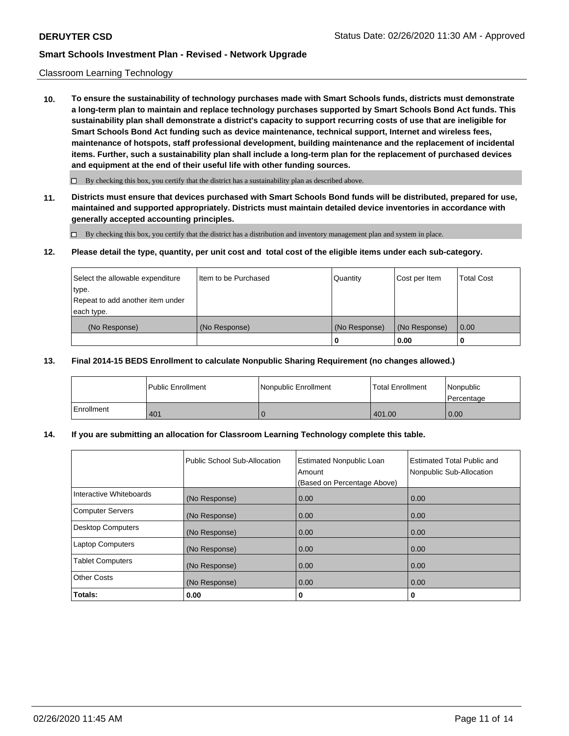Classroom Learning Technology

**10. To ensure the sustainability of technology purchases made with Smart Schools funds, districts must demonstrate a long-term plan to maintain and replace technology purchases supported by Smart Schools Bond Act funds. This sustainability plan shall demonstrate a district's capacity to support recurring costs of use that are ineligible for Smart Schools Bond Act funding such as device maintenance, technical support, Internet and wireless fees, maintenance of hotspots, staff professional development, building maintenance and the replacement of incidental items. Further, such a sustainability plan shall include a long-term plan for the replacement of purchased devices and equipment at the end of their useful life with other funding sources.**

☐ By checking this box, you certify that the district has a sustainability plan as described above.

**11. Districts must ensure that devices purchased with Smart Schools Bond funds will be distributed, prepared for use, maintained and supported appropriately. Districts must maintain detailed device inventories in accordance with generally accepted accounting principles.**

☐ By checking this box, you certify that the district has a distribution and inventory management plan and system in place.

**12. Please detail the type, quantity, per unit cost and total cost of the eligible items under each sub-category.**

| Select the allowable expenditure type. Repeat to add another item under each type. | Item to be Purchased | Quantity | Cost per Item | Total Cost |
|---|---|---|---|---|
| (No Response) | (No Response) | (No Response) | (No Response) | 0.00 |
| | | **0** | **0.00** | **0** |

**13. Final 2014-15 BEDS Enrollment to calculate Nonpublic Sharing Requirement (no changes allowed.)**

| | Public Enrollment | Nonpublic Enrollment | Total Enrollment | Nonpublic Percentage |
|---|---|---|---|---|
| Enrollment | 401 | 0 | 401.00 | 0.00 |

**14. If you are submitting an allocation for Classroom Learning Technology complete this table.**

| | Public School Sub-Allocation | Estimated Nonpublic Loan Amount (Based on Percentage Above) | Estimated Total Public and Nonpublic Sub-Allocation |
|---|---|---|---|
| Interactive Whiteboards | (No Response) | 0.00 | 0.00 |
| Computer Servers | (No Response) | 0.00 | 0.00 |
| Desktop Computers | (No Response) | 0.00 | 0.00 |
| Laptop Computers | (No Response) | 0.00 | 0.00 |
| Tablet Computers | (No Response) | 0.00 | 0.00 |
| Other Costs | (No Response) | 0.00 | 0.00 |
| **Totals:** | **0.00** | **0** | **0** |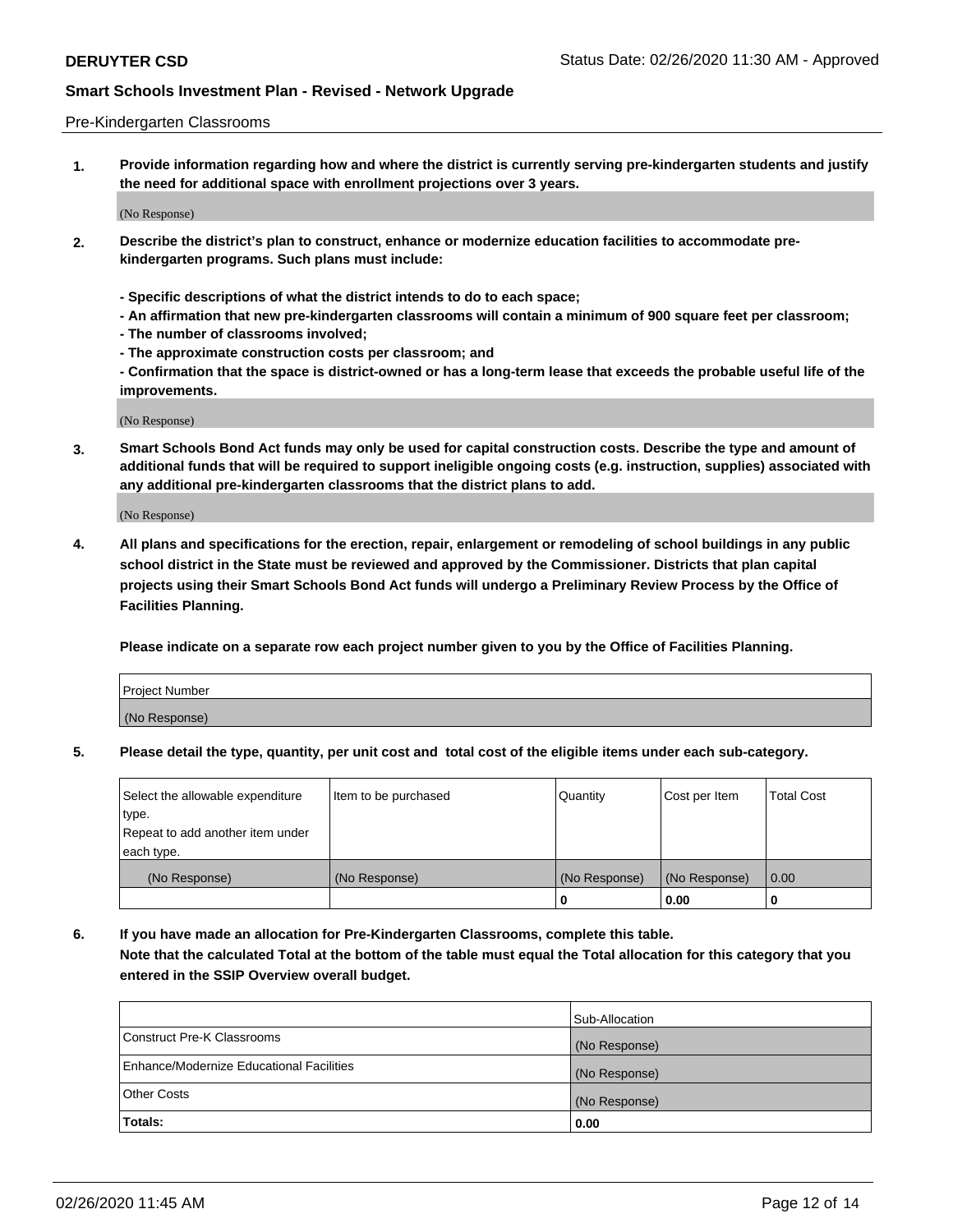Pre-Kindergarten Classrooms

**1. Provide information regarding how and where the district is currently serving pre-kindergarten students and justify the need for additional space with enrollment projections over 3 years.**

(No Response)

**2. Describe the district's plan to construct, enhance or modernize education facilities to accommodate pre-kindergarten programs. Such plans must include:**

**- Specific descriptions of what the district intends to do to each space;**
**- An affirmation that new pre-kindergarten classrooms will contain a minimum of 900 square feet per classroom;**
**- The number of classrooms involved;**
**- The approximate construction costs per classroom; and**
**- Confirmation that the space is district-owned or has a long-term lease that exceeds the probable useful life of the improvements.**

(No Response)

**3. Smart Schools Bond Act funds may only be used for capital construction costs. Describe the type and amount of additional funds that will be required to support ineligible ongoing costs (e.g. instruction, supplies) associated with any additional pre-kindergarten classrooms that the district plans to add.**

(No Response)

**4. All plans and specifications for the erection, repair, enlargement or remodeling of school buildings in any public school district in the State must be reviewed and approved by the Commissioner. Districts that plan capital projects using their Smart Schools Bond Act funds will undergo a Preliminary Review Process by the Office of Facilities Planning.**

**Please indicate on a separate row each project number given to you by the Office of Facilities Planning.**

| Project Number |
|---|
| (No Response) |

**5. Please detail the type, quantity, per unit cost and total cost of the eligible items under each sub-category.**

| Select the allowable expenditure type. Repeat to add another item under each type. | Item to be purchased | Quantity | Cost per Item | Total Cost |
|---|---|---|---|---|
| (No Response) | (No Response) | (No Response) | (No Response) | 0.00 |
| | | 0 | 0.00 | 0 |

**6. If you have made an allocation for Pre-Kindergarten Classrooms, complete this table. Note that the calculated Total at the bottom of the table must equal the Total allocation for this category that you entered in the SSIP Overview overall budget.**

| | Sub-Allocation |
|---|---|
| Construct Pre-K Classrooms | (No Response) |
| Enhance/Modernize Educational Facilities | (No Response) |
| Other Costs | (No Response) |
| **Totals:** | **0.00** |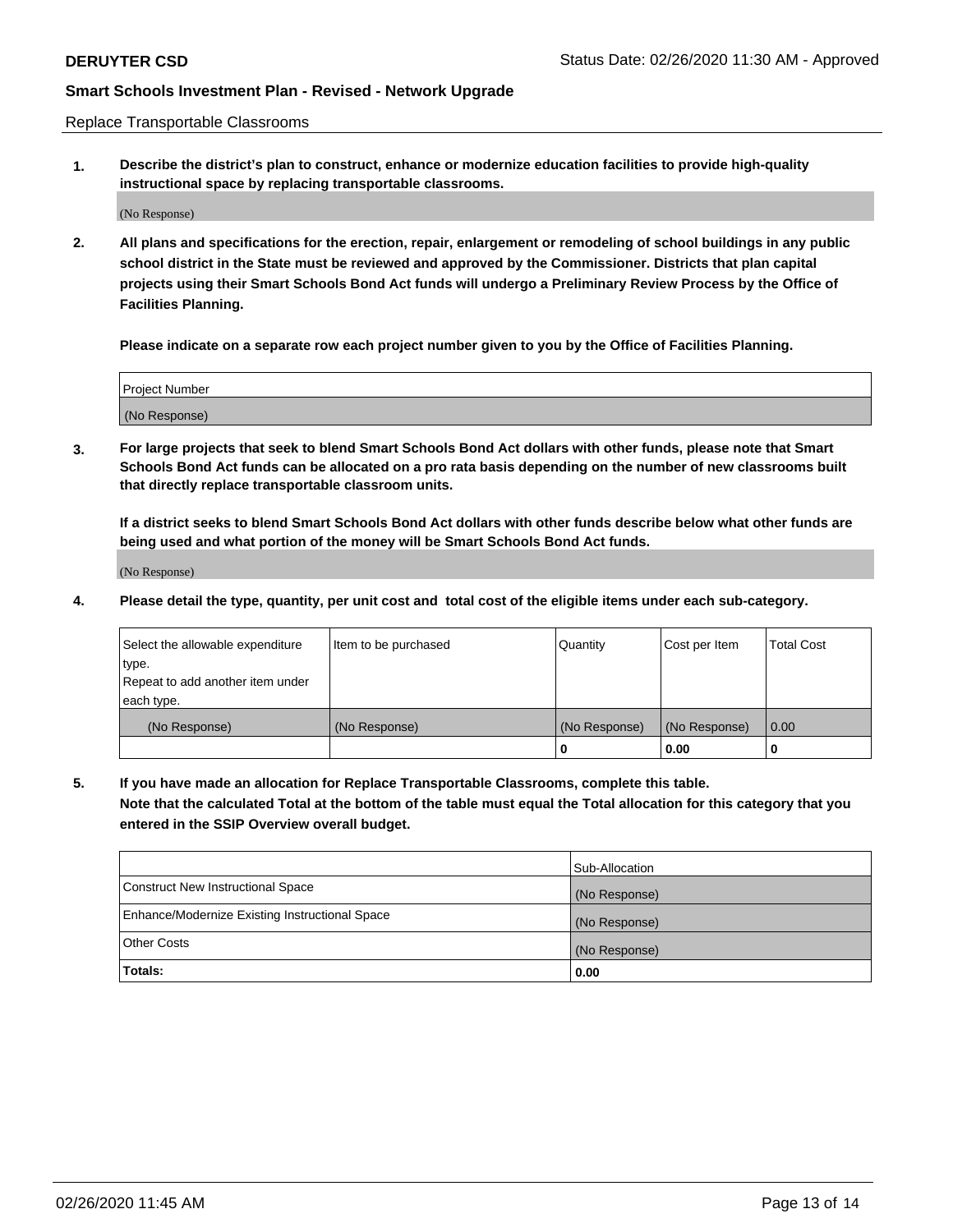Replace Transportable Classrooms

**1. Describe the district's plan to construct, enhance or modernize education facilities to provide high-quality instructional space by replacing transportable classrooms.**

(No Response)

**2. All plans and specifications for the erection, repair, enlargement or remodeling of school buildings in any public school district in the State must be reviewed and approved by the Commissioner. Districts that plan capital projects using their Smart Schools Bond Act funds will undergo a Preliminary Review Process by the Office of Facilities Planning.**

**Please indicate on a separate row each project number given to you by the Office of Facilities Planning.**

| Project Number |
| --- |
| (No Response) |

**3. For large projects that seek to blend Smart Schools Bond Act dollars with other funds, please note that Smart Schools Bond Act funds can be allocated on a pro rata basis depending on the number of new classrooms built that directly replace transportable classroom units.**

**If a district seeks to blend Smart Schools Bond Act dollars with other funds describe below what other funds are being used and what portion of the money will be Smart Schools Bond Act funds.**

(No Response)

**4. Please detail the type, quantity, per unit cost and total cost of the eligible items under each sub-category.**

| Select the allowable expenditure type. Repeat to add another item under each type. | Item to be purchased | Quantity | Cost per Item | Total Cost |
| --- | --- | --- | --- | --- |
| (No Response) | (No Response) | (No Response) | (No Response) | 0.00 |
| | | 0 | 0.00 | 0 |

**5. If you have made an allocation for Replace Transportable Classrooms, complete this table. Note that the calculated Total at the bottom of the table must equal the Total allocation for this category that you entered in the SSIP Overview overall budget.**

| | Sub-Allocation |
| --- | --- |
| Construct New Instructional Space | (No Response) |
| Enhance/Modernize Existing Instructional Space | (No Response) |
| Other Costs | (No Response) |
| **Totals:** | **0.00** |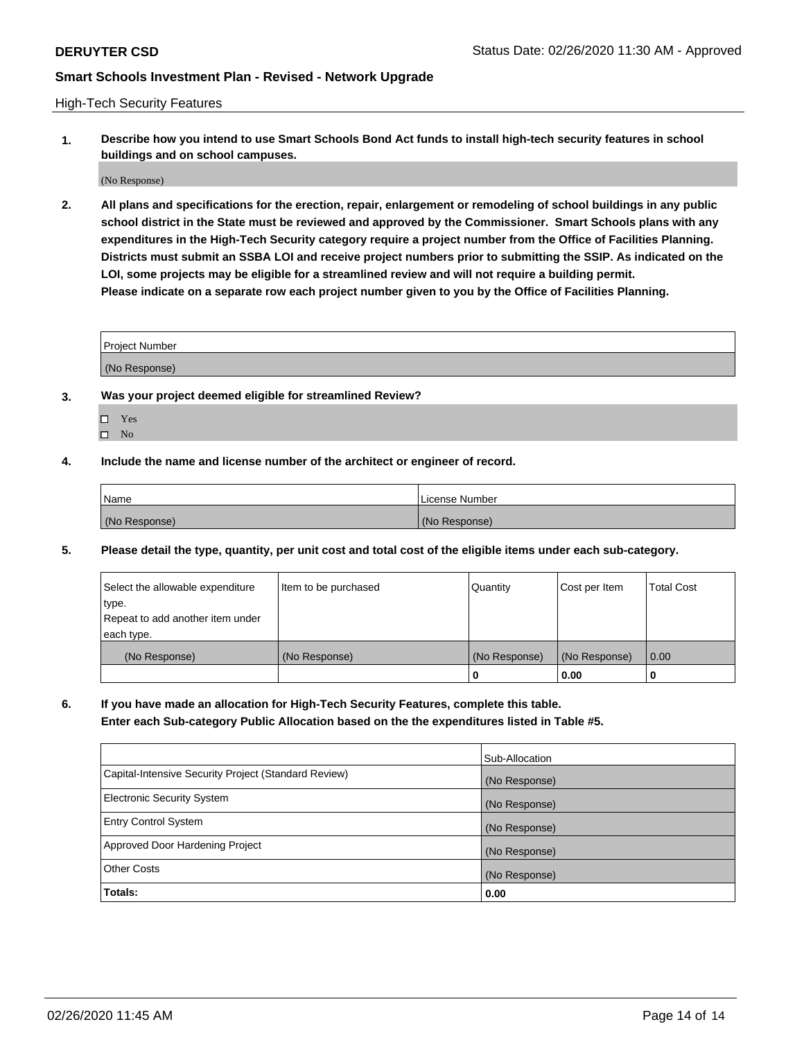High-Tech Security Features

**1. Describe how you intend to use Smart Schools Bond Act funds to install high-tech security features in school buildings and on school campuses.**

(No Response)

**2. All plans and specifications for the erection, repair, enlargement or remodeling of school buildings in any public school district in the State must be reviewed and approved by the Commissioner. Smart Schools plans with any expenditures in the High-Tech Security category require a project number from the Office of Facilities Planning. Districts must submit an SSBA LOI and receive project numbers prior to submitting the SSIP. As indicated on the LOI, some projects may be eligible for a streamlined review and will not require a building permit.**
**Please indicate on a separate row each project number given to you by the Office of Facilities Planning.**

| Project Number |
| --- |
| (No Response) |

**3. Was your project deemed eligible for streamlined Review?**

- ☐ Yes
- ☐ No

**4. Include the name and license number of the architect or engineer of record.**

| Name | License Number |
| --- | --- |
| (No Response) | (No Response) |

**5. Please detail the type, quantity, per unit cost and total cost of the eligible items under each sub-category.**

| Select the allowable expenditure type. Repeat to add another item under each type. | Item to be purchased | Quantity | Cost per Item | Total Cost |
| --- | --- | --- | --- | --- |
| (No Response) | (No Response) | (No Response) | (No Response) | 0.00 |
| | | 0 | 0.00 | 0 |

**6. If you have made an allocation for High-Tech Security Features, complete this table.**
**Enter each Sub-category Public Allocation based on the the expenditures listed in Table #5.**

| | Sub-Allocation |
| --- | --- |
| Capital-Intensive Security Project (Standard Review) | (No Response) |
| Electronic Security System | (No Response) |
| Entry Control System | (No Response) |
| Approved Door Hardening Project | (No Response) |
| Other Costs | (No Response) |
| **Totals:** | **0.00** |